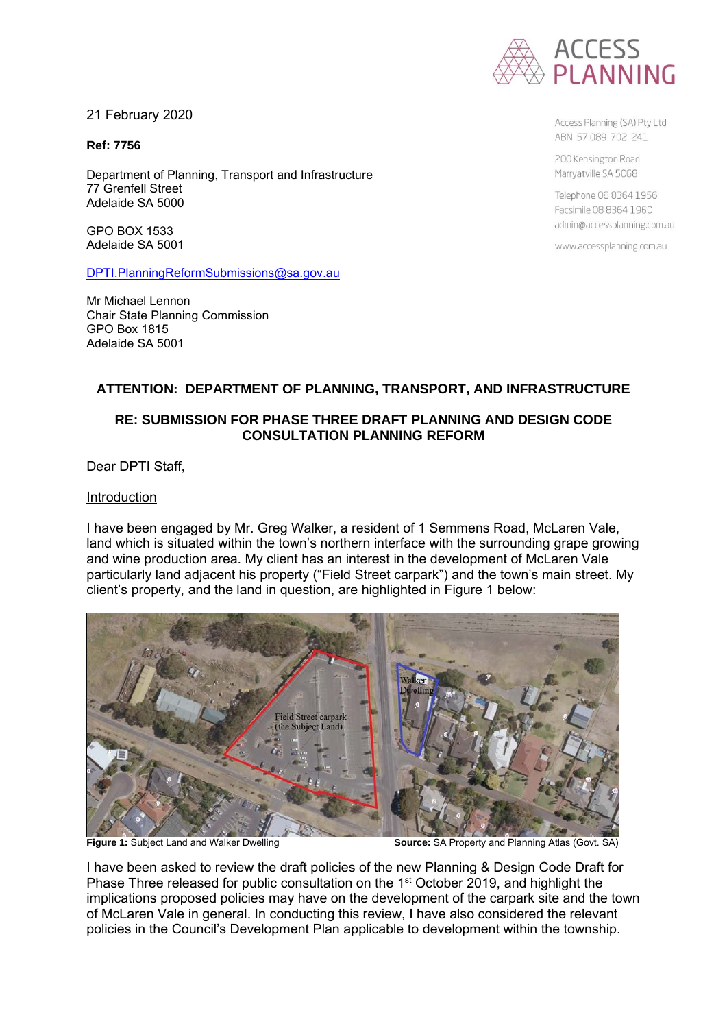ACCESS PLANNING

Access Planning (SA) Pty Ltd
ABN 57 089 702 241

200 Kensington Road
Marryatville SA 5068

Telephone 08 8364 1956
Facsimile 08 8364 1960
admin@accessplanning.com.au

www.accessplanning.com.au

21 February 2020

**Ref: 7756**

Department of Planning, Transport and Infrastructure
77 Grenfell Street
Adelaide SA 5000

GPO BOX 1533
Adelaide SA 5001

DPTI.PlanningReformSubmissions@sa.gov.au

Mr Michael Lennon
Chair State Planning Commission
GPO Box 1815
Adelaide SA 5001

**ATTENTION: DEPARTMENT OF PLANNING, TRANSPORT, AND INFRASTRUCTURE**

**RE: SUBMISSION FOR PHASE THREE DRAFT PLANNING AND DESIGN CODE CONSULTATION PLANNING REFORM**

Dear DPTI Staff,

<u>Introduction</u>

I have been engaged by Mr. Greg Walker, a resident of 1 Semmens Road, McLaren Vale, land which is situated within the town's northern interface with the surrounding grape growing and wine production area. My client has an interest in the development of McLaren Vale particularly land adjacent his property ("Field Street carpark") and the town's main street. My client's property, and the land in question, are highlighted in Figure 1 below:

**Figure 1:** Subject Land and Walker Dwelling **Source:** SA Property and Planning Atlas (Govt. SA)

I have been asked to review the draft policies of the new Planning & Design Code Draft for Phase Three released for public consultation on the 1st October 2019, and highlight the implications proposed policies may have on the development of the carpark site and the town of McLaren Vale in general. In conducting this review, I have also considered the relevant policies in the Council's Development Plan applicable to development within the township.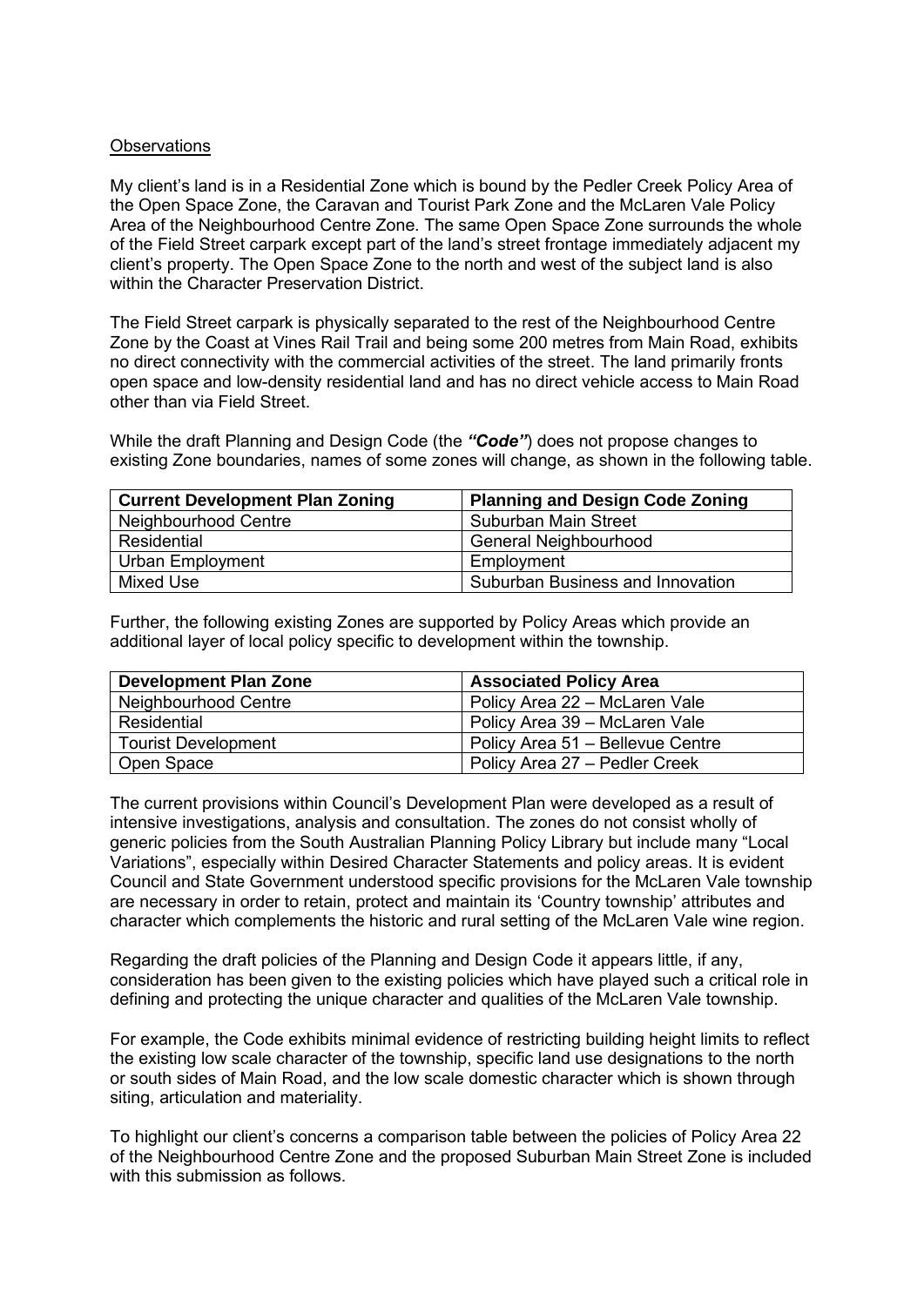<u>Observations</u>

My client's land is in a Residential Zone which is bound by the Pedler Creek Policy Area of the Open Space Zone, the Caravan and Tourist Park Zone and the McLaren Vale Policy Area of the Neighbourhood Centre Zone. The same Open Space Zone surrounds the whole of the Field Street carpark except part of the land's street frontage immediately adjacent my client's property. The Open Space Zone to the north and west of the subject land is also within the Character Preservation District.

The Field Street carpark is physically separated to the rest of the Neighbourhood Centre Zone by the Coast at Vines Rail Trail and being some 200 metres from Main Road, exhibits no direct connectivity with the commercial activities of the street. The land primarily fronts open space and low-density residential land and has no direct vehicle access to Main Road other than via Field Street.

While the draft Planning and Design Code (the ***"Code"***) does not propose changes to existing Zone boundaries, names of some zones will change, as shown in the following table.

| Current Development Plan Zoning | Planning and Design Code Zoning |
|---|---|
| Neighbourhood Centre | Suburban Main Street |
| Residential | General Neighbourhood |
| Urban Employment | Employment |
| Mixed Use | Suburban Business and Innovation |

Further, the following existing Zones are supported by Policy Areas which provide an additional layer of local policy specific to development within the township.

| Development Plan Zone | Associated Policy Area |
|---|---|
| Neighbourhood Centre | Policy Area 22 – McLaren Vale |
| Residential | Policy Area 39 – McLaren Vale |
| Tourist Development | Policy Area 51 – Bellevue Centre |
| Open Space | Policy Area 27 – Pedler Creek |

The current provisions within Council's Development Plan were developed as a result of intensive investigations, analysis and consultation. The zones do not consist wholly of generic policies from the South Australian Planning Policy Library but include many "Local Variations", especially within Desired Character Statements and policy areas. It is evident Council and State Government understood specific provisions for the McLaren Vale township are necessary in order to retain, protect and maintain its 'Country township' attributes and character which complements the historic and rural setting of the McLaren Vale wine region.

Regarding the draft policies of the Planning and Design Code it appears little, if any, consideration has been given to the existing policies which have played such a critical role in defining and protecting the unique character and qualities of the McLaren Vale township.

For example, the Code exhibits minimal evidence of restricting building height limits to reflect the existing low scale character of the township, specific land use designations to the north or south sides of Main Road, and the low scale domestic character which is shown through siting, articulation and materiality.

To highlight our client's concerns a comparison table between the policies of Policy Area 22 of the Neighbourhood Centre Zone and the proposed Suburban Main Street Zone is included with this submission as follows.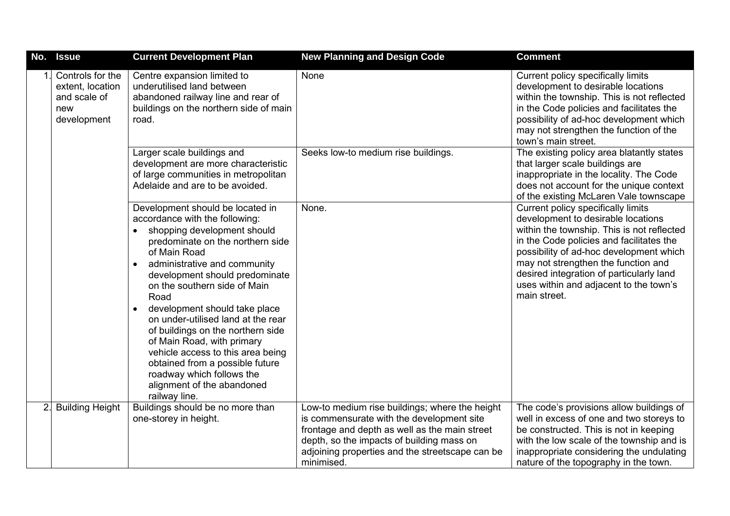| No. | Issue | Current Development Plan | New Planning and Design Code | Comment |
|---|---|---|---|---|
| 1. | Controls for the extent, location and scale of new development | Centre expansion limited to underutilised land between abandoned railway line and rear of buildings on the northern side of main road. | None | Current policy specifically limits development to desirable locations within the township. This is not reflected in the Code policies and facilitates the possibility of ad-hoc development which may not strengthen the function of the town's main street. |
| | | Larger scale buildings and development are more characteristic of large communities in metropolitan Adelaide and are to be avoided. | Seeks low-to medium rise buildings. | The existing policy area blatantly states that larger scale buildings are inappropriate in the locality. The Code does not account for the unique context of the existing McLaren Vale townscape |
| | | Development should be located in accordance with the following:<br>• shopping development should predominate on the northern side of Main Road<br>• administrative and community development should predominate on the southern side of Main Road<br>• development should take place on under-utilised land at the rear of buildings on the northern side of Main Road, with primary vehicle access to this area being obtained from a possible future roadway which follows the alignment of the abandoned railway line. | None. | Current policy specifically limits development to desirable locations within the township. This is not reflected in the Code policies and facilitates the possibility of ad-hoc development which may not strengthen the function and desired integration of particularly land uses within and adjacent to the town's main street. |
| 2. | Building Height | Buildings should be no more than one-storey in height. | Low-to medium rise buildings; where the height is commensurate with the development site frontage and depth as well as the main street depth, so the impacts of building mass on adjoining properties and the streetscape can be minimised. | The code's provisions allow buildings of well in excess of one and two storeys to be constructed. This is not in keeping with the low scale of the township and is inappropriate considering the undulating nature of the topography in the town. |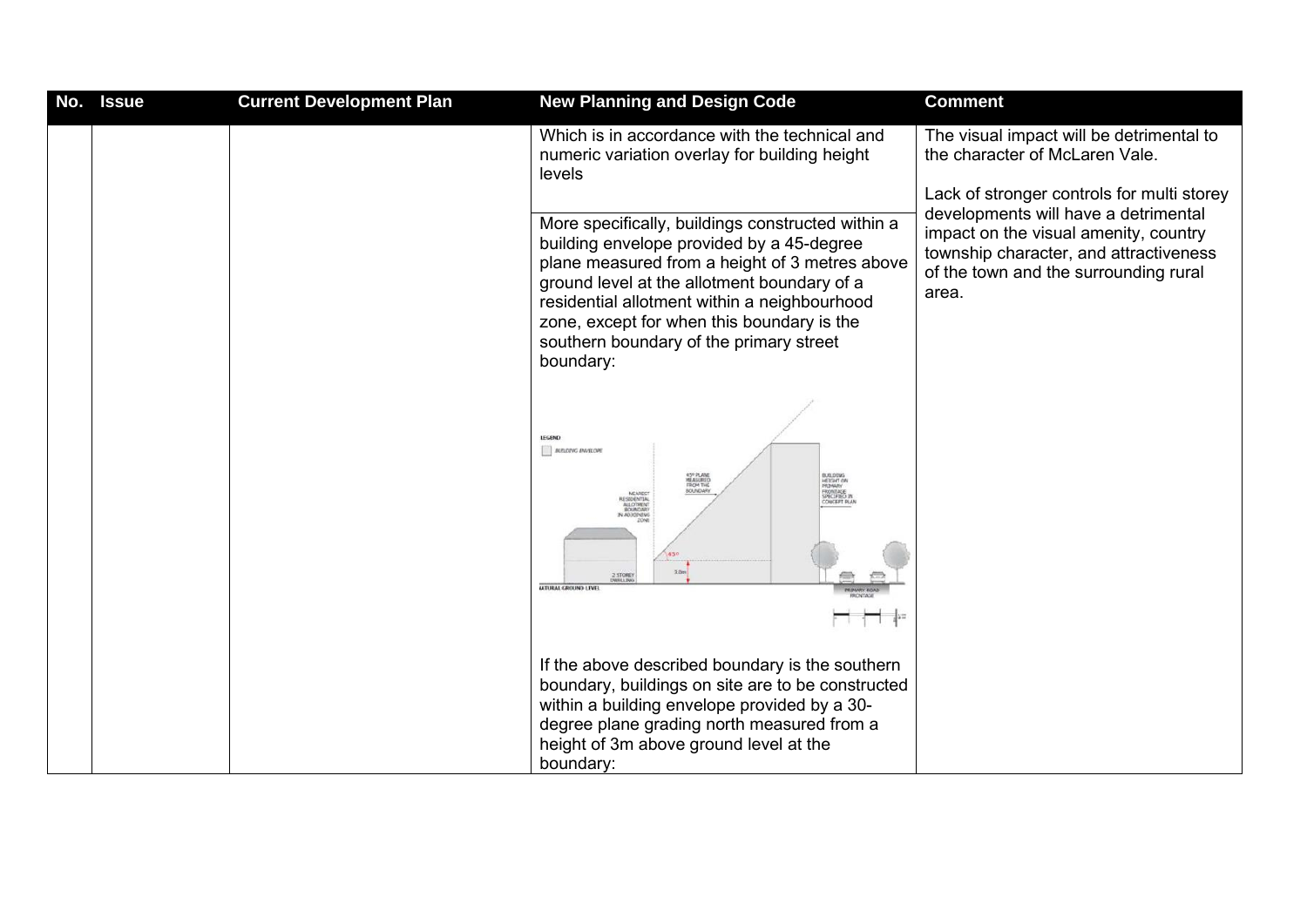| No. | Issue | Current Development Plan | New Planning and Design Code | Comment |
|---|---|---|---|---|
| | | | Which is in accordance with the technical and numeric variation overlay for building height levels<br><br>More specifically, buildings constructed within a building envelope provided by a 45-degree plane measured from a height of 3 metres above ground level at the allotment boundary of a residential allotment within a neighbourhood zone, except for when this boundary is the southern boundary of the primary street boundary:<br><br>If the above described boundary is the southern boundary, buildings on site are to be constructed within a building envelope provided by a 30-degree plane grading north measured from a height of 3m above ground level at the boundary: | The visual impact will be detrimental to the character of McLaren Vale.<br><br>Lack of stronger controls for multi storey developments will have a detrimental impact on the visual amenity, country township character, and attractiveness of the town and the surrounding rural area. |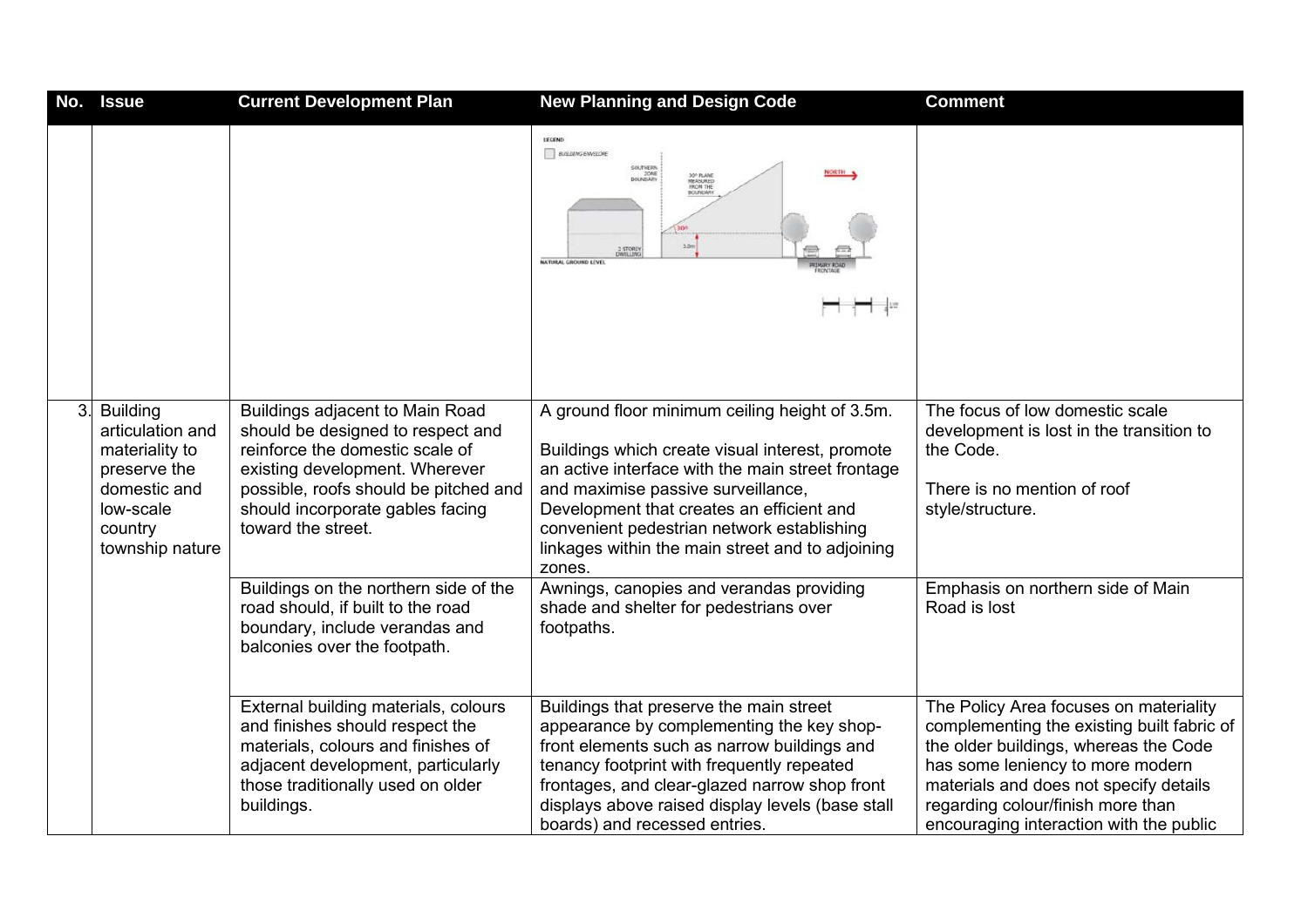| No. | Issue | Current Development Plan | New Planning and Design Code | Comment |
|---|---|---|---|---|
| | | | LEGEND BUILDING ENVELOPE SOUTHERN ZONE BOUNDARY 30° PLANE MEASURED FROM THE BOUNDARY NORTH 30° 3.0m 2 STOREY DWELLING NATURAL GROUND LEVEL PRIMARY ROAD FRONTAGE | |
| 3. | Building articulation and materiality to preserve the domestic and low-scale country township nature | Buildings adjacent to Main Road should be designed to respect and reinforce the domestic scale of existing development. Wherever possible, roofs should be pitched and should incorporate gables facing toward the street. | A ground floor minimum ceiling height of 3.5m.<br><br>Buildings which create visual interest, promote an active interface with the main street frontage and maximise passive surveillance, Development that creates an efficient and convenient pedestrian network establishing linkages within the main street and to adjoining zones. | The focus of low domestic scale development is lost in the transition to the Code.<br><br>There is no mention of roof style/structure. |
| | | Buildings on the northern side of the road should, if built to the road boundary, include verandas and balconies over the footpath. | Awnings, canopies and verandas providing shade and shelter for pedestrians over footpaths. | Emphasis on northern side of Main Road is lost |
| | | External building materials, colours and finishes should respect the materials, colours and finishes of adjacent development, particularly those traditionally used on older buildings. | Buildings that preserve the main street appearance by complementing the key shop-front elements such as narrow buildings and tenancy footprint with frequently repeated frontages, and clear-glazed narrow shop front displays above raised display levels (base stall boards) and recessed entries. | The Policy Area focuses on materiality complementing the existing built fabric of the older buildings, whereas the Code has some leniency to more modern materials and does not specify details regarding colour/finish more than encouraging interaction with the public |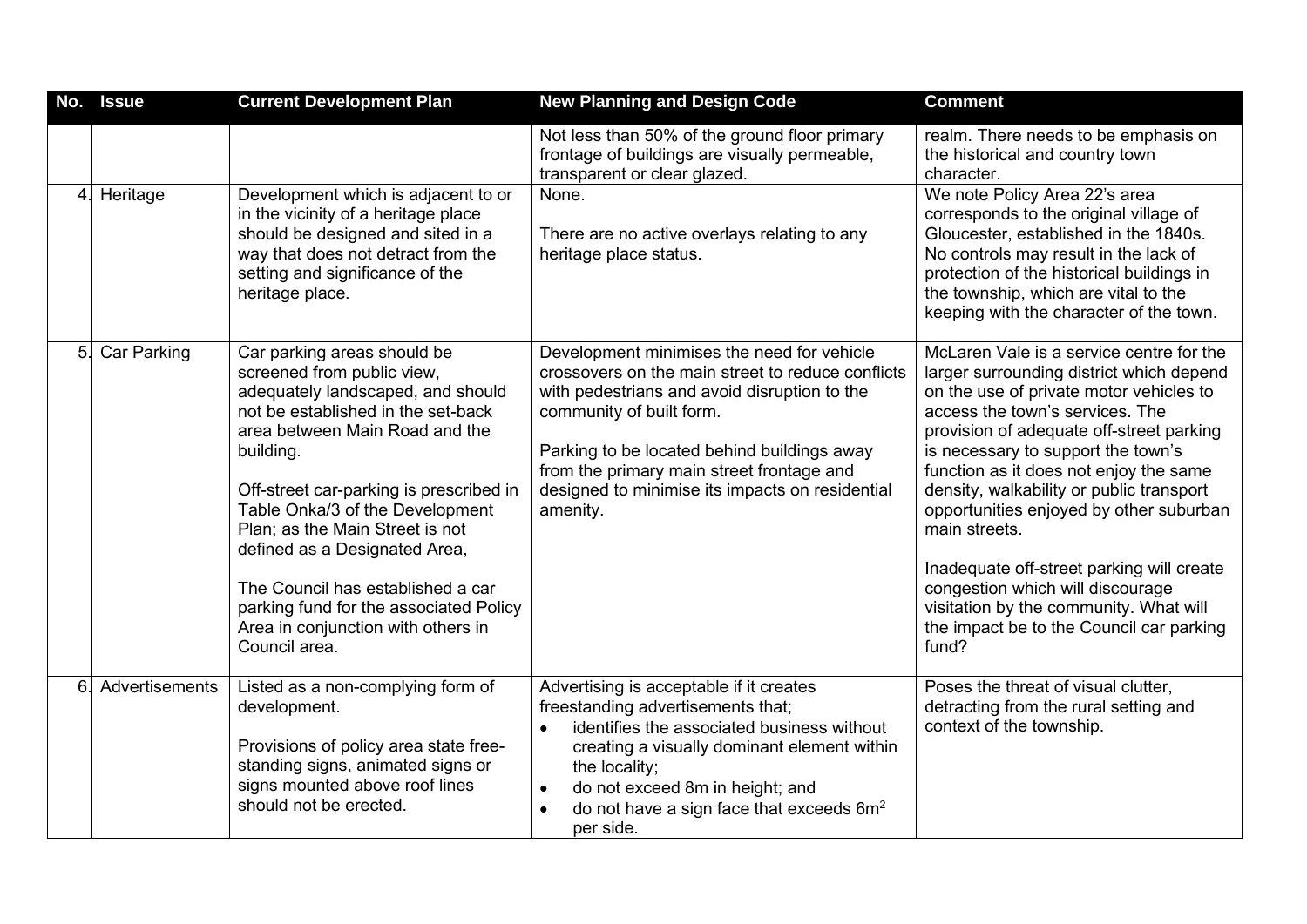| No. | Issue | Current Development Plan | New Planning and Design Code | Comment |
|---|---|---|---|---|
| | | | Not less than 50% of the ground floor primary frontage of buildings are visually permeable, transparent or clear glazed. | realm. There needs to be emphasis on the historical and country town character. |
| 4. | Heritage | Development which is adjacent to or in the vicinity of a heritage place should be designed and sited in a way that does not detract from the setting and significance of the heritage place. | None.<br><br>There are no active overlays relating to any heritage place status. | We note Policy Area 22's area corresponds to the original village of Gloucester, established in the 1840s. No controls may result in the lack of protection of the historical buildings in the township, which are vital to the keeping with the character of the town. |
| 5. | Car Parking | Car parking areas should be screened from public view, adequately landscaped, and should not be established in the set-back area between Main Road and the building.<br><br>Off-street car-parking is prescribed in Table Onka/3 of the Development Plan; as the Main Street is not defined as a Designated Area,<br><br>The Council has established a car parking fund for the associated Policy Area in conjunction with others in Council area. | Development minimises the need for vehicle crossovers on the main street to reduce conflicts with pedestrians and avoid disruption to the community of built form.<br><br>Parking to be located behind buildings away from the primary main street frontage and designed to minimise its impacts on residential amenity. | McLaren Vale is a service centre for the larger surrounding district which depend on the use of private motor vehicles to access the town's services. The provision of adequate off-street parking is necessary to support the town's function as it does not enjoy the same density, walkability or public transport opportunities enjoyed by other suburban main streets.<br><br>Inadequate off-street parking will create congestion which will discourage visitation by the community. What will the impact be to the Council car parking fund? |
| 6. | Advertisements | Listed as a non-complying form of development.<br><br>Provisions of policy area state free-standing signs, animated signs or signs mounted above roof lines should not be erected. | Advertising is acceptable if it creates freestanding advertisements that;<br>• identifies the associated business without creating a visually dominant element within the locality;<br>• do not exceed 8m in height; and<br>• do not have a sign face that exceeds $6m^2$ per side. | Poses the threat of visual clutter, detracting from the rural setting and context of the township. |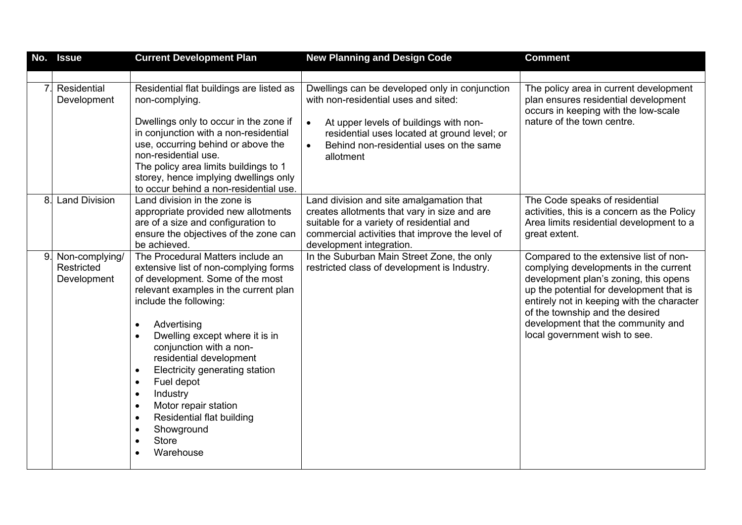| No. | Issue | Current Development Plan | New Planning and Design Code | Comment |
|---|---|---|---|---|
| | | | | |
| 7. | Residential Development | Residential flat buildings are listed as non-complying.<br><br>Dwellings only to occur in the zone if in conjunction with a non-residential use, occurring behind or above the non-residential use.<br>The policy area limits buildings to 1 storey, hence implying dwellings only to occur behind a non-residential use. | Dwellings can be developed only in conjunction with non-residential uses and sited:<br><br>• At upper levels of buildings with non-residential uses located at ground level; or<br>• Behind non-residential uses on the same allotment | The policy area in current development plan ensures residential development occurs in keeping with the low-scale nature of the town centre. |
| 8. | Land Division | Land division in the zone is appropriate provided new allotments are of a size and configuration to ensure the objectives of the zone can be achieved. | Land division and site amalgamation that creates allotments that vary in size and are suitable for a variety of residential and commercial activities that improve the level of development integration. | The Code speaks of residential activities, this is a concern as the Policy Area limits residential development to a great extent. |
| 9. | Non-complying/ Restricted Development | The Procedural Matters include an extensive list of non-complying forms of development. Some of the most relevant examples in the current plan include the following:<br><br>• Advertising<br>• Dwelling except where it is in conjunction with a non-residential development<br>• Electricity generating station<br>• Fuel depot<br>• Industry<br>• Motor repair station<br>• Residential flat building<br>• Showground<br>• Store<br>• Warehouse | In the Suburban Main Street Zone, the only restricted class of development is Industry. | Compared to the extensive list of non-complying developments in the current development plan's zoning, this opens up the potential for development that is entirely not in keeping with the character of the township and the desired development that the community and local government wish to see. |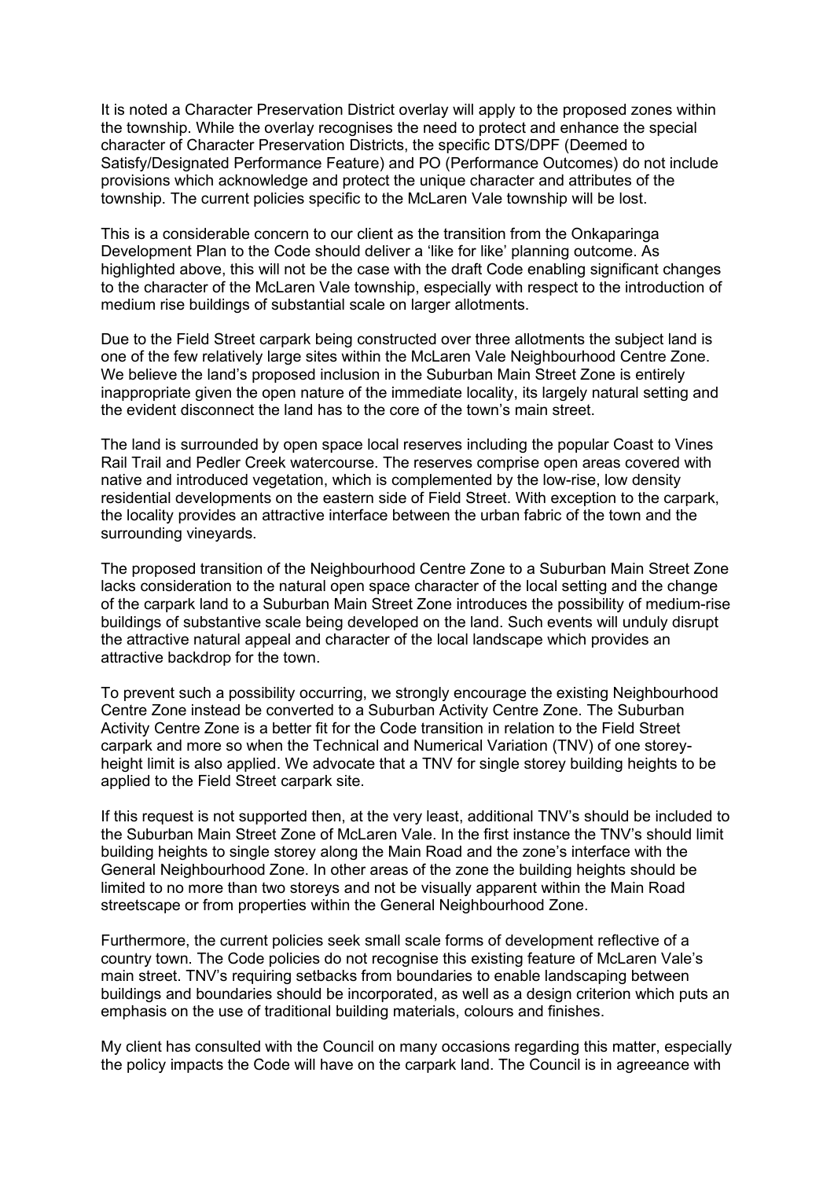It is noted a Character Preservation District overlay will apply to the proposed zones within the township. While the overlay recognises the need to protect and enhance the special character of Character Preservation Districts, the specific DTS/DPF (Deemed to Satisfy/Designated Performance Feature) and PO (Performance Outcomes) do not include provisions which acknowledge and protect the unique character and attributes of the township. The current policies specific to the McLaren Vale township will be lost.

This is a considerable concern to our client as the transition from the Onkaparinga Development Plan to the Code should deliver a 'like for like' planning outcome. As highlighted above, this will not be the case with the draft Code enabling significant changes to the character of the McLaren Vale township, especially with respect to the introduction of medium rise buildings of substantial scale on larger allotments.

Due to the Field Street carpark being constructed over three allotments the subject land is one of the few relatively large sites within the McLaren Vale Neighbourhood Centre Zone. We believe the land's proposed inclusion in the Suburban Main Street Zone is entirely inappropriate given the open nature of the immediate locality, its largely natural setting and the evident disconnect the land has to the core of the town's main street.

The land is surrounded by open space local reserves including the popular Coast to Vines Rail Trail and Pedler Creek watercourse. The reserves comprise open areas covered with native and introduced vegetation, which is complemented by the low-rise, low density residential developments on the eastern side of Field Street. With exception to the carpark, the locality provides an attractive interface between the urban fabric of the town and the surrounding vineyards.

The proposed transition of the Neighbourhood Centre Zone to a Suburban Main Street Zone lacks consideration to the natural open space character of the local setting and the change of the carpark land to a Suburban Main Street Zone introduces the possibility of medium-rise buildings of substantive scale being developed on the land. Such events will unduly disrupt the attractive natural appeal and character of the local landscape which provides an attractive backdrop for the town.

To prevent such a possibility occurring, we strongly encourage the existing Neighbourhood Centre Zone instead be converted to a Suburban Activity Centre Zone. The Suburban Activity Centre Zone is a better fit for the Code transition in relation to the Field Street carpark and more so when the Technical and Numerical Variation (TNV) of one storey-height limit is also applied. We advocate that a TNV for single storey building heights to be applied to the Field Street carpark site.

If this request is not supported then, at the very least, additional TNV's should be included to the Suburban Main Street Zone of McLaren Vale. In the first instance the TNV's should limit building heights to single storey along the Main Road and the zone's interface with the General Neighbourhood Zone. In other areas of the zone the building heights should be limited to no more than two storeys and not be visually apparent within the Main Road streetscape or from properties within the General Neighbourhood Zone.

Furthermore, the current policies seek small scale forms of development reflective of a country town. The Code policies do not recognise this existing feature of McLaren Vale's main street. TNV's requiring setbacks from boundaries to enable landscaping between buildings and boundaries should be incorporated, as well as a design criterion which puts an emphasis on the use of traditional building materials, colours and finishes.

My client has consulted with the Council on many occasions regarding this matter, especially the policy impacts the Code will have on the carpark land. The Council is in agreeance with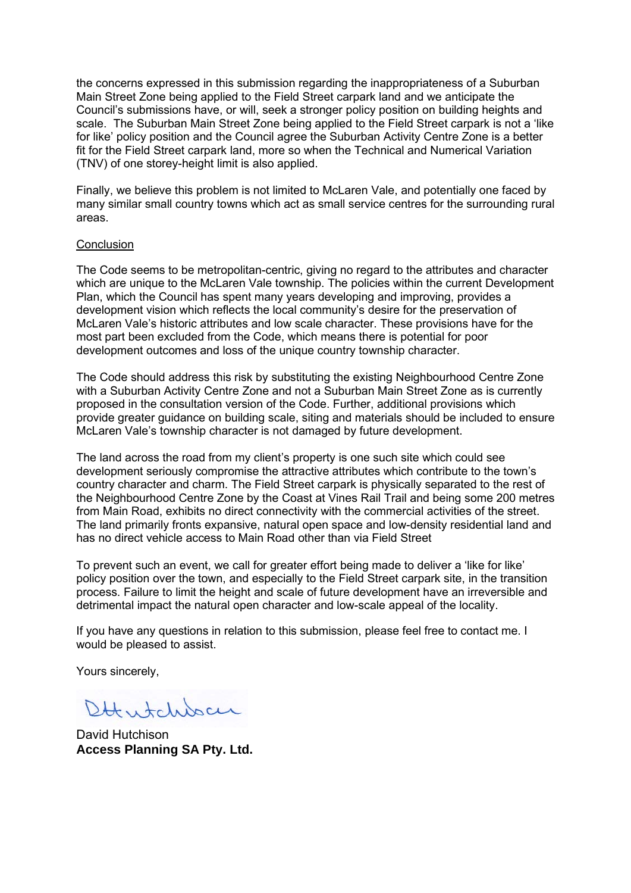the concerns expressed in this submission regarding the inappropriateness of a Suburban Main Street Zone being applied to the Field Street carpark land and we anticipate the Council's submissions have, or will, seek a stronger policy position on building heights and scale. The Suburban Main Street Zone being applied to the Field Street carpark is not a 'like for like' policy position and the Council agree the Suburban Activity Centre Zone is a better fit for the Field Street carpark land, more so when the Technical and Numerical Variation (TNV) of one storey-height limit is also applied.

Finally, we believe this problem is not limited to McLaren Vale, and potentially one faced by many similar small country towns which act as small service centres for the surrounding rural areas.

<u>Conclusion</u>

The Code seems to be metropolitan-centric, giving no regard to the attributes and character which are unique to the McLaren Vale township. The policies within the current Development Plan, which the Council has spent many years developing and improving, provides a development vision which reflects the local community's desire for the preservation of McLaren Vale's historic attributes and low scale character. These provisions have for the most part been excluded from the Code, which means there is potential for poor development outcomes and loss of the unique country township character.

The Code should address this risk by substituting the existing Neighbourhood Centre Zone with a Suburban Activity Centre Zone and not a Suburban Main Street Zone as is currently proposed in the consultation version of the Code. Further, additional provisions which provide greater guidance on building scale, siting and materials should be included to ensure McLaren Vale's township character is not damaged by future development.

The land across the road from my client's property is one such site which could see development seriously compromise the attractive attributes which contribute to the town's country character and charm. The Field Street carpark is physically separated to the rest of the Neighbourhood Centre Zone by the Coast at Vines Rail Trail and being some 200 metres from Main Road, exhibits no direct connectivity with the commercial activities of the street. The land primarily fronts expansive, natural open space and low-density residential land and has no direct vehicle access to Main Road other than via Field Street

To prevent such an event, we call for greater effort being made to deliver a 'like for like' policy position over the town, and especially to the Field Street carpark site, in the transition process. Failure to limit the height and scale of future development have an irreversible and detrimental impact the natural open character and low-scale appeal of the locality.

If you have any questions in relation to this submission, please feel free to contact me. I would be pleased to assist.

Yours sincerely,

DHutchison

David Hutchison
**Access Planning SA Pty. Ltd.**